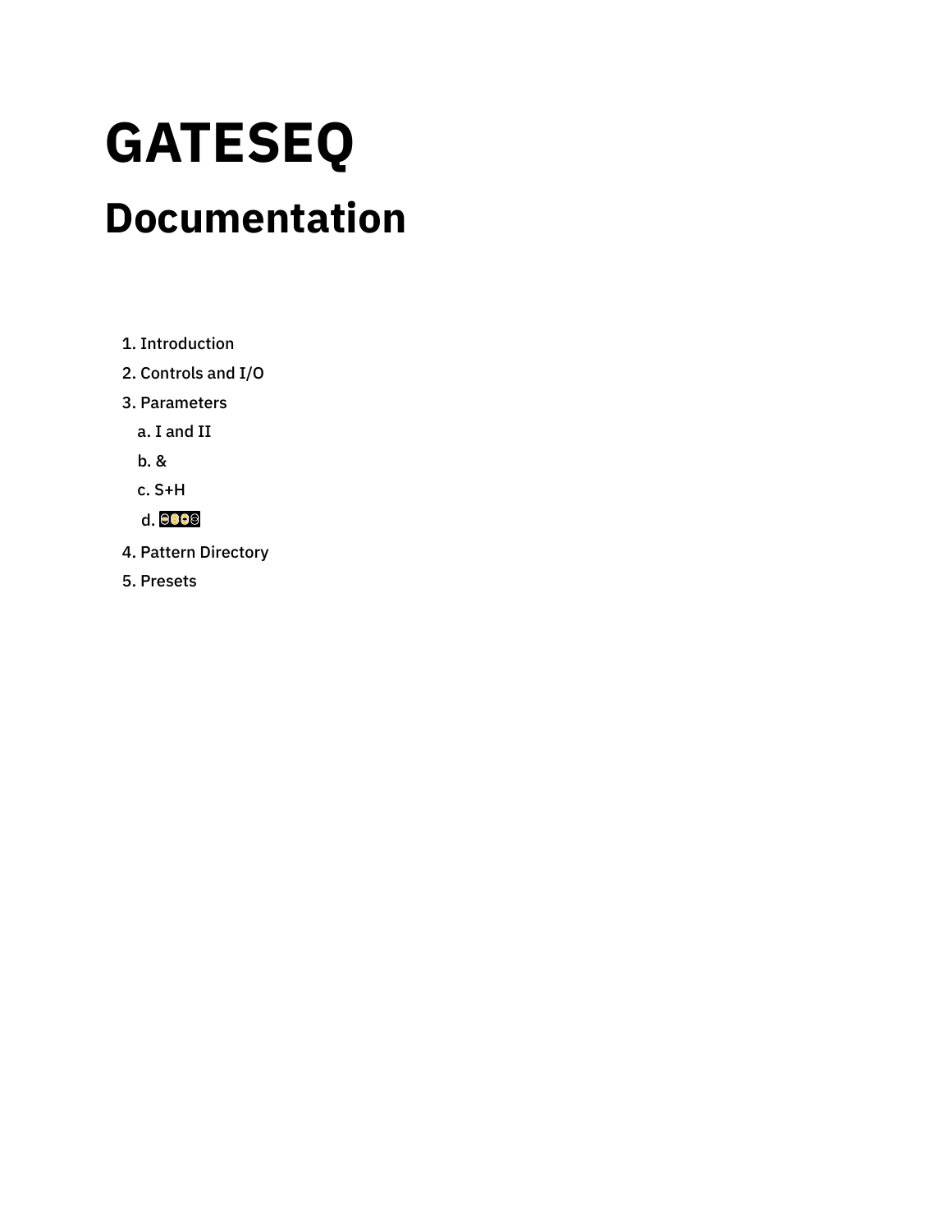# GATESEQ

## Documentation

1. Introduction
2. Controls and I/O
3. Parameters
   a. I and II
   b. &
   c. S+H
   d.
4. Pattern Directory
5. Presets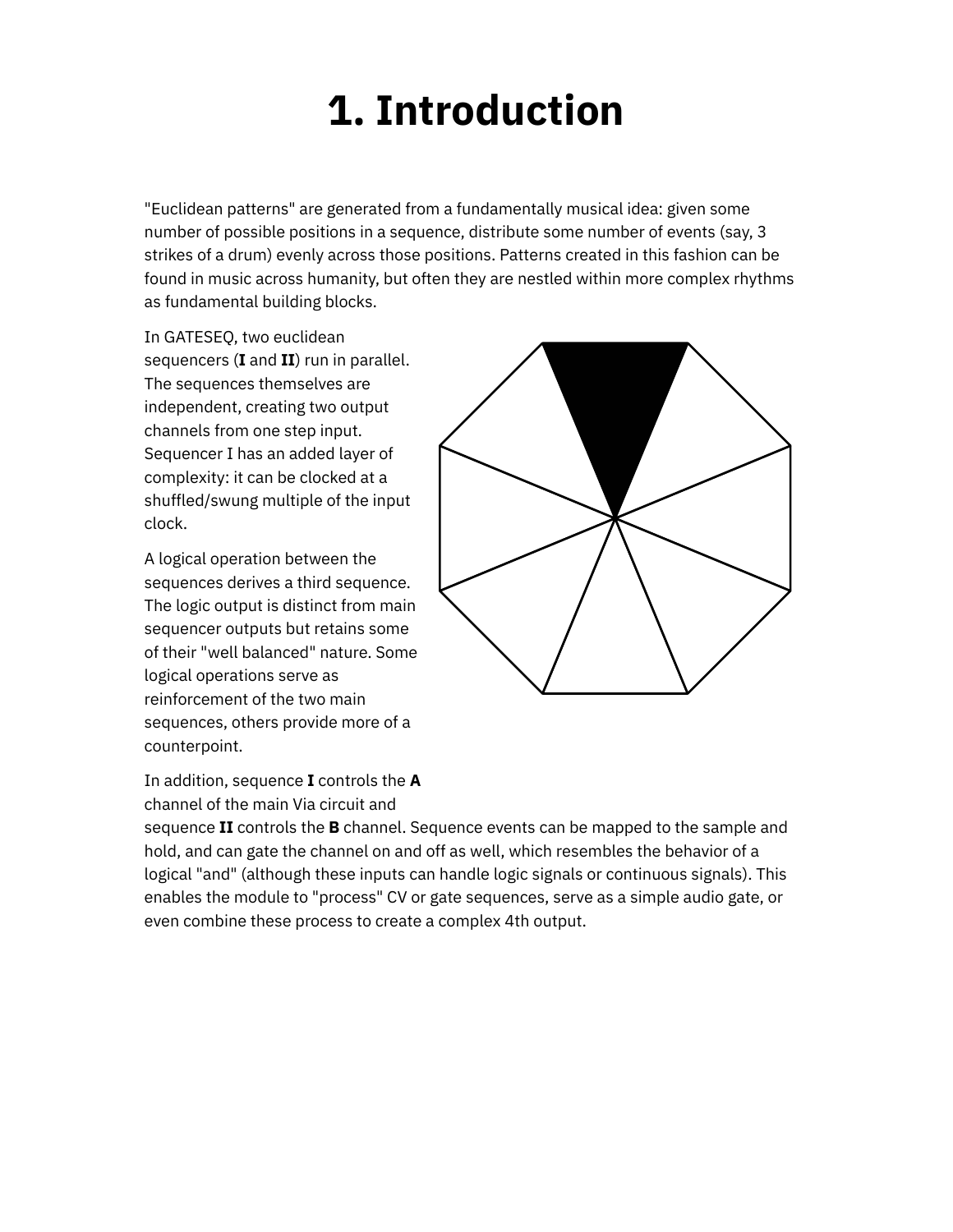# 1. Introduction

"Euclidean patterns" are generated from a fundamentally musical idea: given some number of possible positions in a sequence, distribute some number of events (say, 3 strikes of a drum) evenly across those positions. Patterns created in this fashion can be found in music across humanity, but often they are nestled within more complex rhythms as fundamental building blocks.

In GATESEQ, two euclidean sequencers (**I** and **II**) run in parallel. The sequences themselves are independent, creating two output channels from one step input. Sequencer I has an added layer of complexity: it can be clocked at a shuffled/swung multiple of the input clock.

A logical operation between the sequences derives a third sequence. The logic output is distinct from main sequencer outputs but retains some of their "well balanced" nature. Some logical operations serve as reinforcement of the two main sequences, others provide more of a counterpoint.

In addition, sequence **I** controls the **A** channel of the main Via circuit and sequence **II** controls the **B** channel. Sequence events can be mapped to the sample and hold, and can gate the channel on and off as well, which resembles the behavior of a logical "and" (although these inputs can handle logic signals or continuous signals). This enables the module to "process" CV or gate sequences, serve as a simple audio gate, or even combine these process to create a complex 4th output.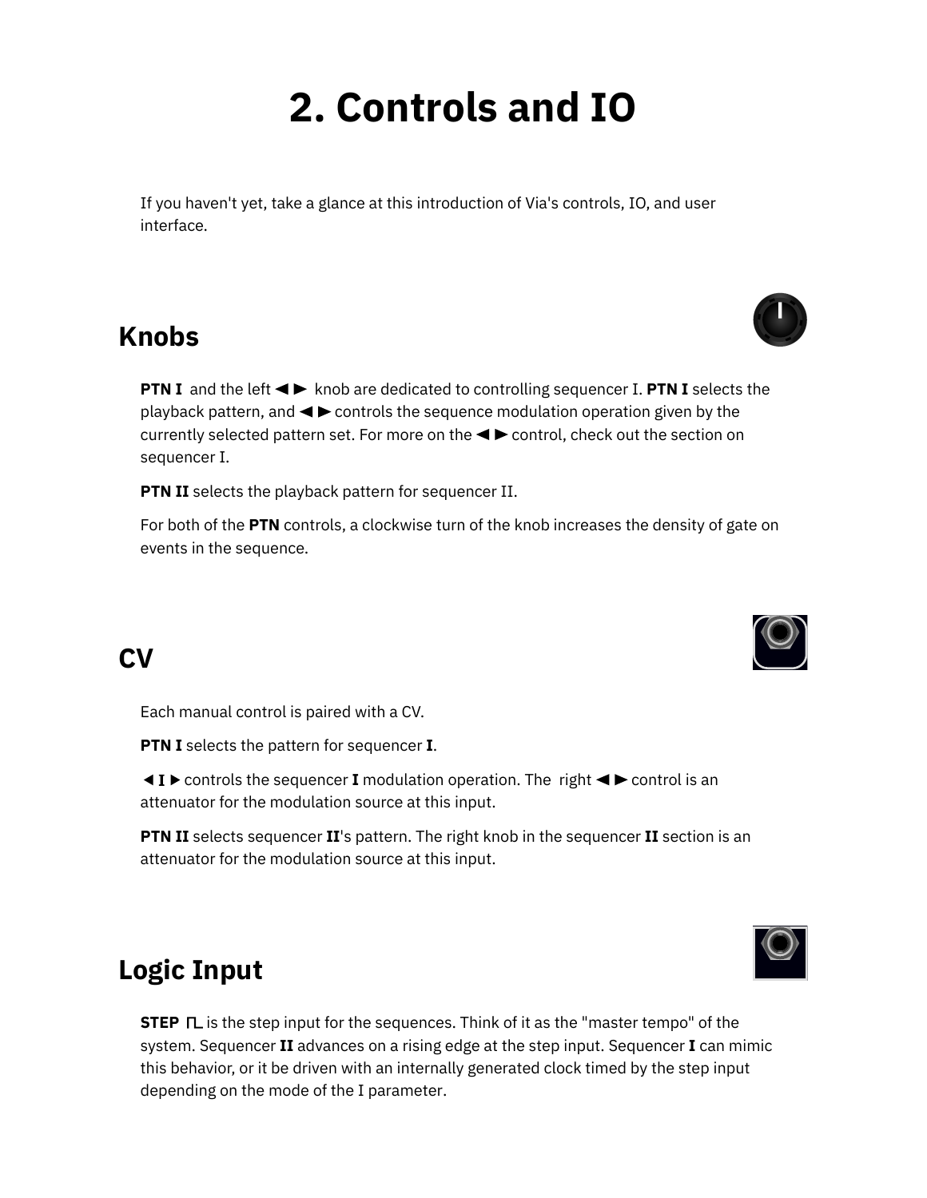# 2. Controls and IO

If you haven't yet, take a glance at this introduction of Via's controls, IO, and user interface.

## Knobs

**PTN I** and the left ◄► knob are dedicated to controlling sequencer I. **PTN I** selects the playback pattern, and ◄► controls the sequence modulation operation given by the currently selected pattern set. For more on the ◄► control, check out the section on sequencer I.

**PTN II** selects the playback pattern for sequencer II.

For both of the **PTN** controls, a clockwise turn of the knob increases the density of gate on events in the sequence.

## CV

Each manual control is paired with a CV.

**PTN I** selects the pattern for sequencer **I**.

◄ **I** ► controls the sequencer **I** modulation operation. The right ◄► control is an attenuator for the modulation source at this input.

**PTN II** selects sequencer **II**'s pattern. The right knob in the sequencer **II** section is an attenuator for the modulation source at this input.

## Logic Input

**STEP** ⊓L is the step input for the sequences. Think of it as the "master tempo" of the system. Sequencer **II** advances on a rising edge at the step input. Sequencer **I** can mimic this behavior, or it be driven with an internally generated clock timed by the step input depending on the mode of the I parameter.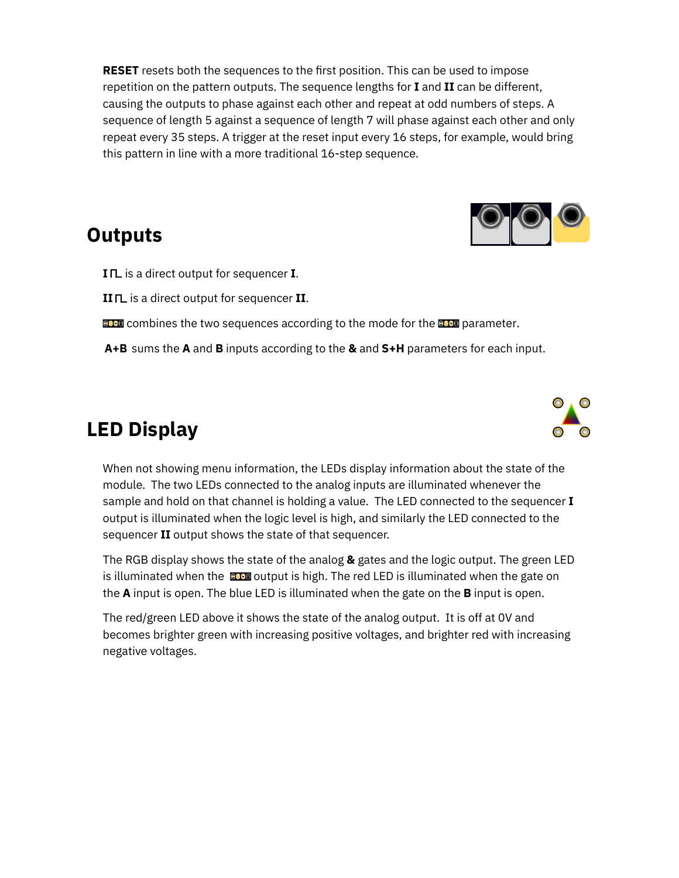**RESET** resets both the sequences to the first position. This can be used to impose repetition on the pattern outputs. The sequence lengths for **I** and **II** can be different, causing the outputs to phase against each other and repeat at odd numbers of steps. A sequence of length 5 against a sequence of length 7 will phase against each other and only repeat every 35 steps. A trigger at the reset input every 16 steps, for example, would bring this pattern in line with a more traditional 16-step sequence.

## Outputs

**I** ⊓L is a direct output for sequencer **I**.

**II** ⊓L is a direct output for sequencer **II**.

combines the two sequences according to the mode for the parameter.

**A+B** sums the **A** and **B** inputs according to the **&** and **S+H** parameters for each input.

## LED Display

When not showing menu information, the LEDs display information about the state of the module. The two LEDs connected to the analog inputs are illuminated whenever the sample and hold on that channel is holding a value. The LED connected to the sequencer **I** output is illuminated when the logic level is high, and similarly the LED connected to the sequencer **II** output shows the state of that sequencer.

The RGB display shows the state of the analog **&** gates and the logic output. The green LED is illuminated when the output is high. The red LED is illuminated when the gate on the **A** input is open. The blue LED is illuminated when the gate on the **B** input is open.

The red/green LED above it shows the state of the analog output. It is off at 0V and becomes brighter green with increasing positive voltages, and brighter red with increasing negative voltages.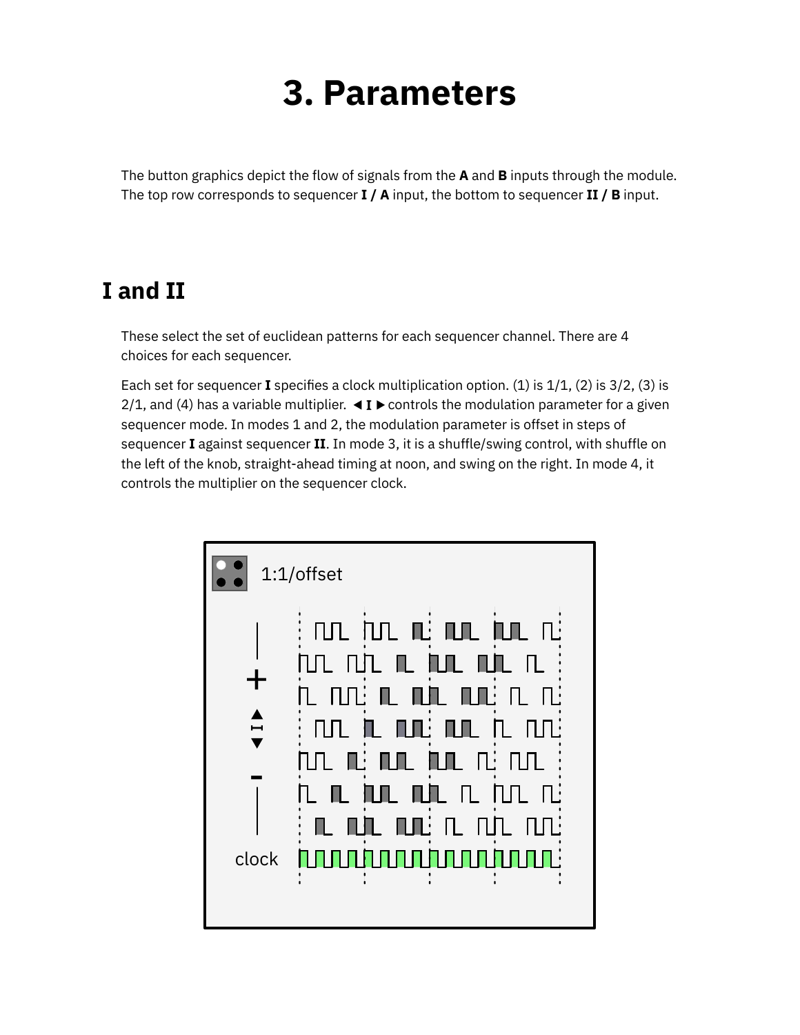# 3. Parameters

The button graphics depict the flow of signals from the **A** and **B** inputs through the module. The top row corresponds to sequencer **I / A** input, the bottom to sequencer **II / B** input.

## I and II

These select the set of euclidean patterns for each sequencer channel. There are 4 choices for each sequencer.

Each set for sequencer **I** specifies a clock multiplication option. (1) is 1/1, (2) is 3/2, (3) is 2/1, and (4) has a variable multiplier. ◀ **I** ▶ controls the modulation parameter for a given sequencer mode. In modes 1 and 2, the modulation parameter is offset in steps of sequencer **I** against sequencer **II**. In mode 3, it is a shuffle/swing control, with shuffle on the left of the knob, straight-ahead timing at noon, and swing on the right. In mode 4, it controls the multiplier on the sequencer clock.

1:1/offset

clock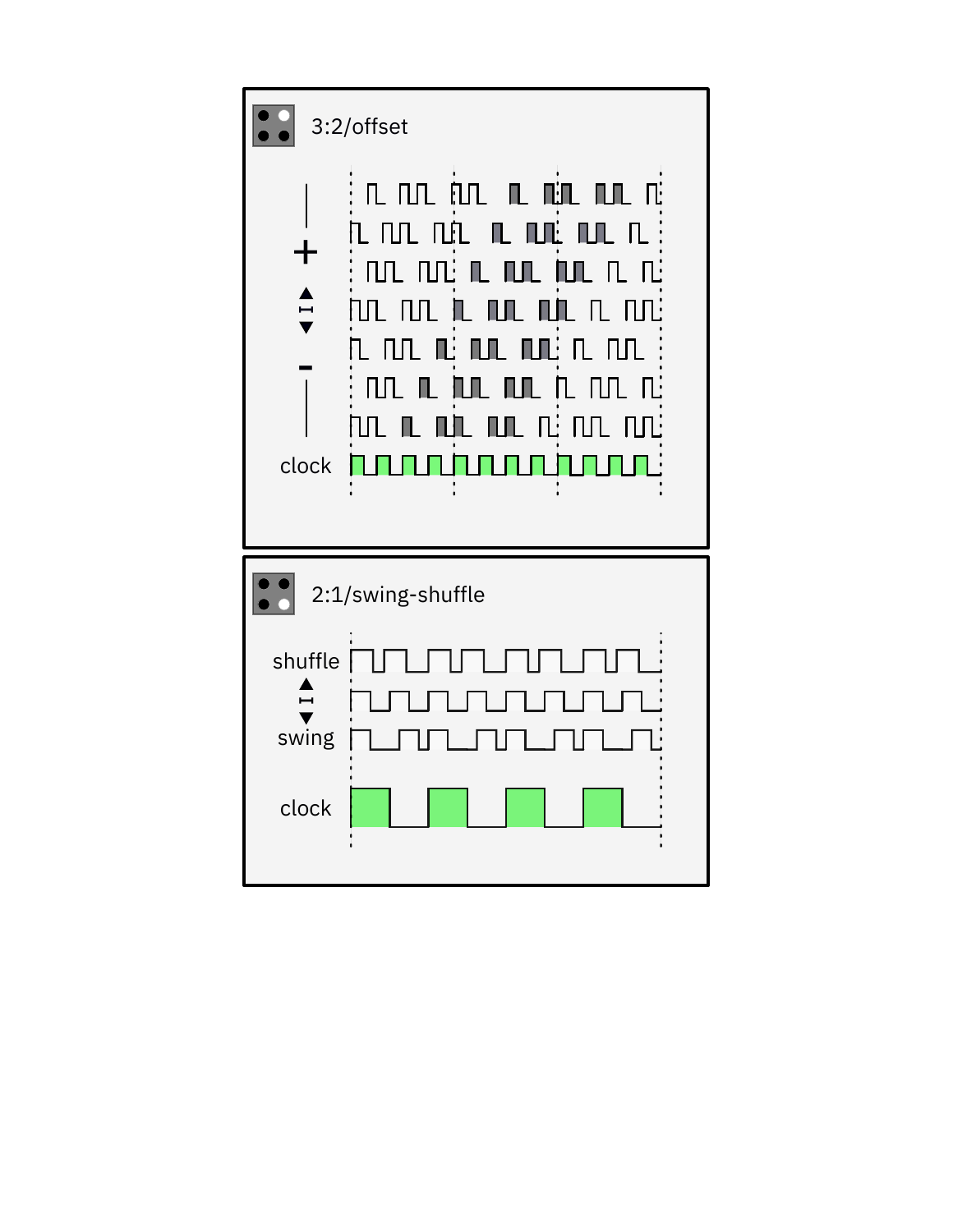3:2/offset

\+

\-

clock

2:1/swing-shuffle

shuffle

swing

clock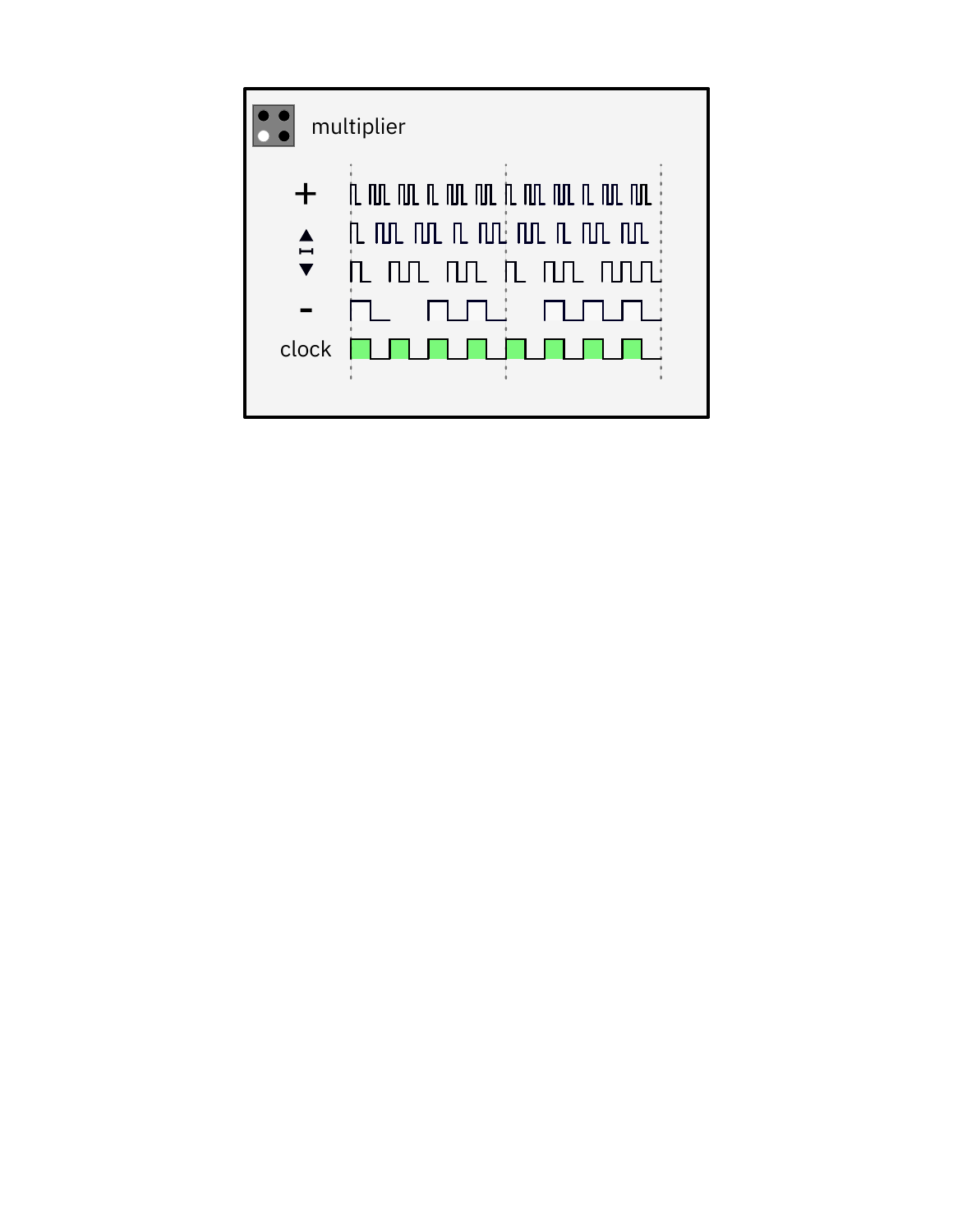multiplier

+

▲
I
▼

-

clock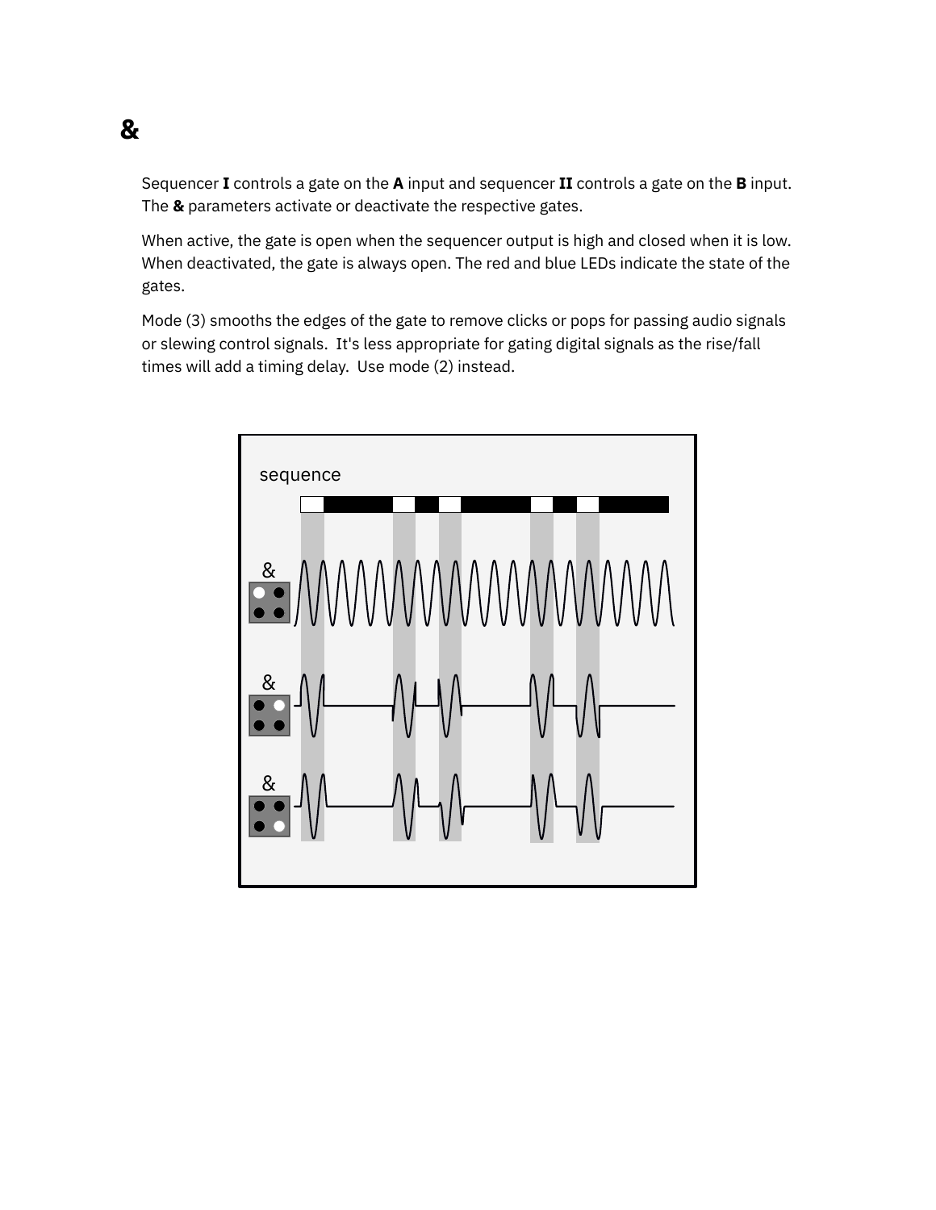# &

Sequencer **I** controls a gate on the **A** input and sequencer **II** controls a gate on the **B** input. The **&** parameters activate or deactivate the respective gates.

When active, the gate is open when the sequencer output is high and closed when it is low. When deactivated, the gate is always open. The red and blue LEDs indicate the state of the gates.

Mode (3) smooths the edges of the gate to remove clicks or pops for passing audio signals or slewing control signals. It's less appropriate for gating digital signals as the rise/fall times will add a timing delay. Use mode (2) instead.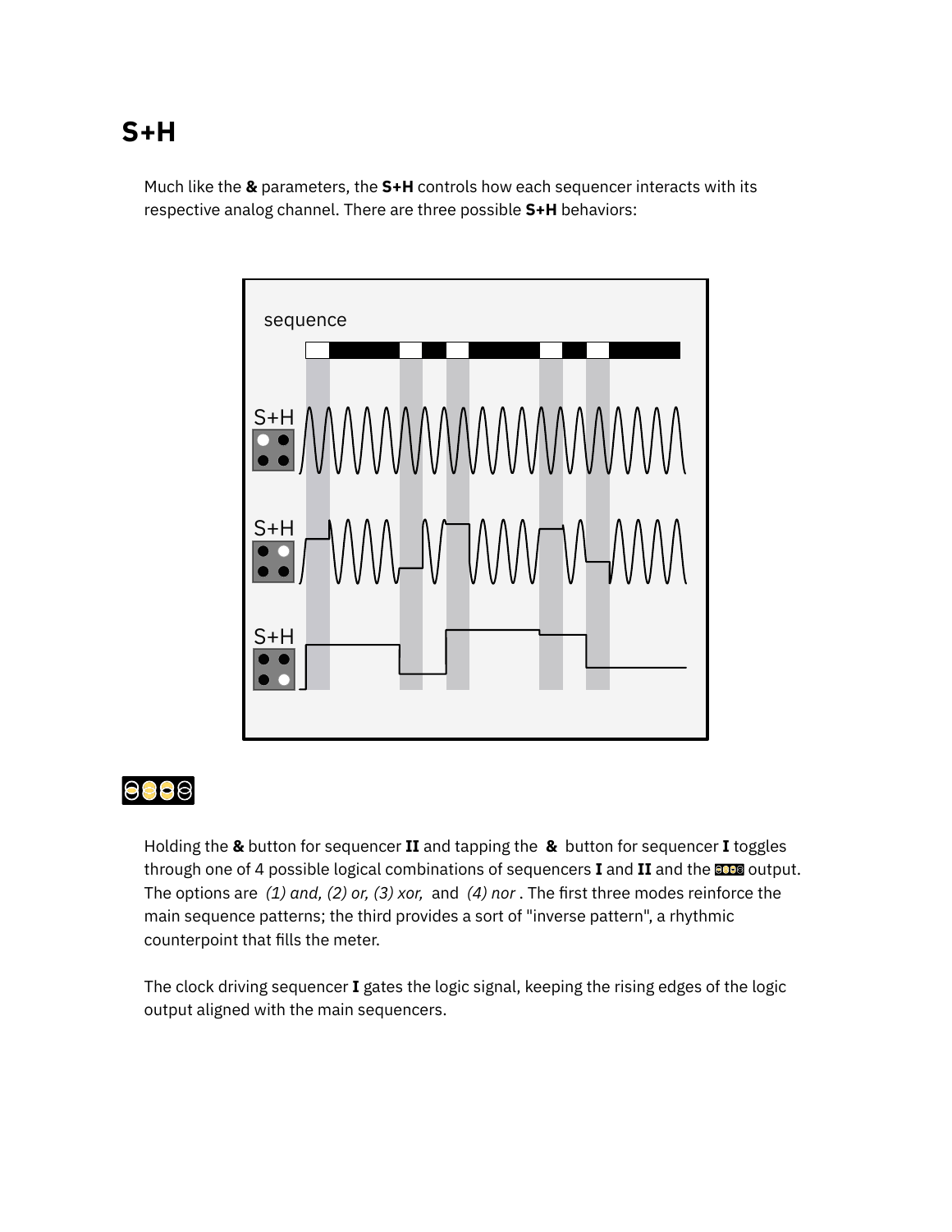# S+H

Much like the **&** parameters, the **S+H** controls how each sequencer interacts with its respective analog channel. There are three possible **S+H** behaviors:

Holding the **&** button for sequencer **II** and tapping the **&** button for sequencer **I** toggles through one of 4 possible logical combinations of sequencers **I** and **II** and the output. The options are *(1) and, (2) or, (3) xor,* and *(4) nor* . The first three modes reinforce the main sequence patterns; the third provides a sort of "inverse pattern", a rhythmic counterpoint that fills the meter.

The clock driving sequencer **I** gates the logic signal, keeping the rising edges of the logic output aligned with the main sequencers.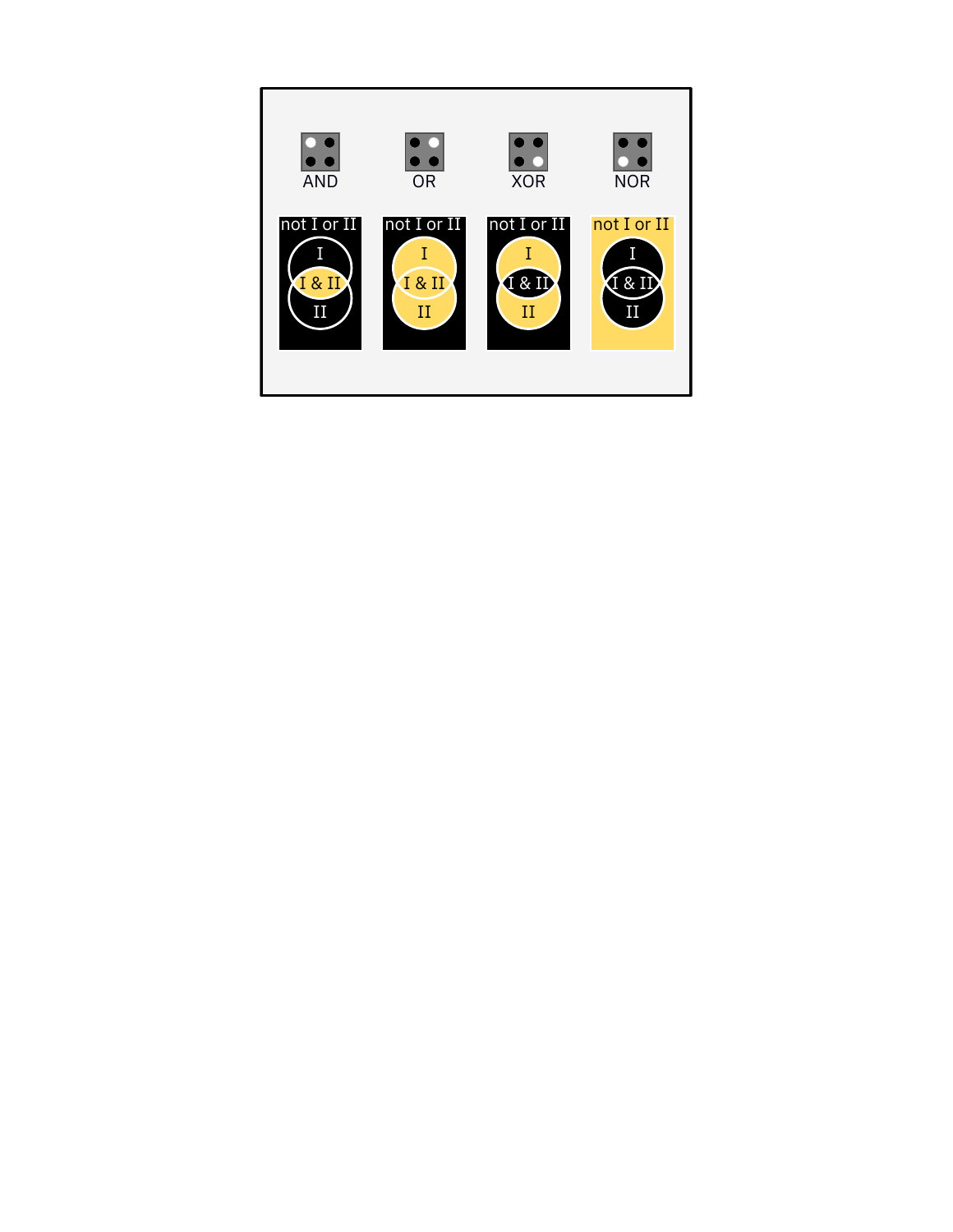AND

OR

XOR

NOR

not I or II

I

I & II

II

not I or II

I

I & II

II

not I or II

I

I & II

II

not I or II

I

I & II

II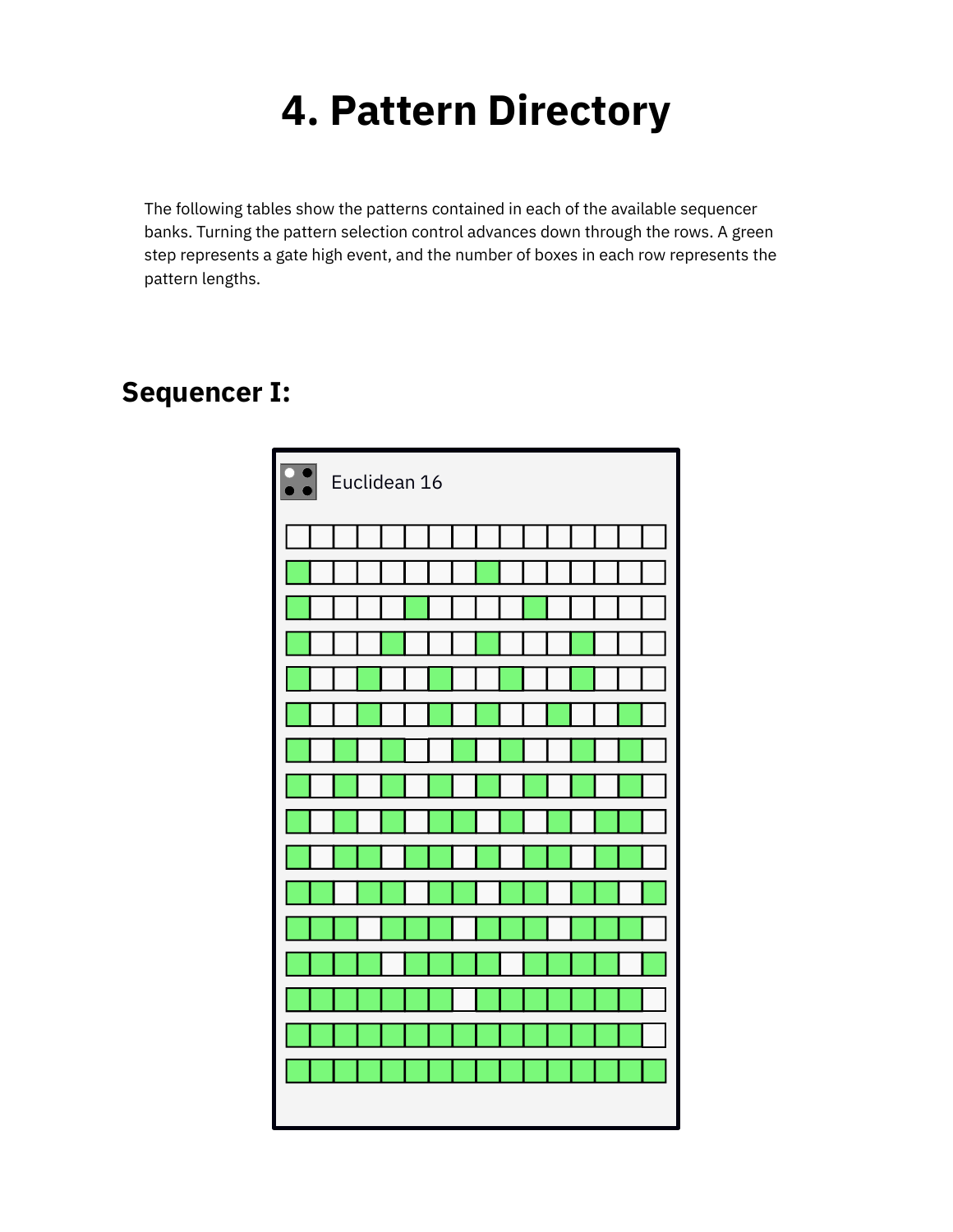# 4. Pattern Directory

The following tables show the patterns contained in each of the available sequencer banks. Turning the pattern selection control advances down through the rows. A green step represents a gate high event, and the number of boxes in each row represents the pattern lengths.

## Sequencer I:

**Euclidean 16**

```
□□□□□□□□□□□□□□□□
■□□□□□□□■□□□□□□□
■□□□□■□□□□■□□□□□
■□□□■□□□■□□□■□□□
■□□■□□■□□■□□■□□□
■□□■□□■□■□□■□□■□
■□■□■□□■□■□□■□■□
■□■□■□■□■□■□■□■□
■□■□■□■■□■□■□■■□
■□■■□■■□■□■■□■■□
■■□■■□■■□■■□■■□■
■■■□■■■□■■■□■■■□
■■■■□■■■■□■■■■□■
■■■■■■■□■■■■■■■□
■■■■■■■■■■■■■■■□
■■■■■■■■■■■■■■■■
```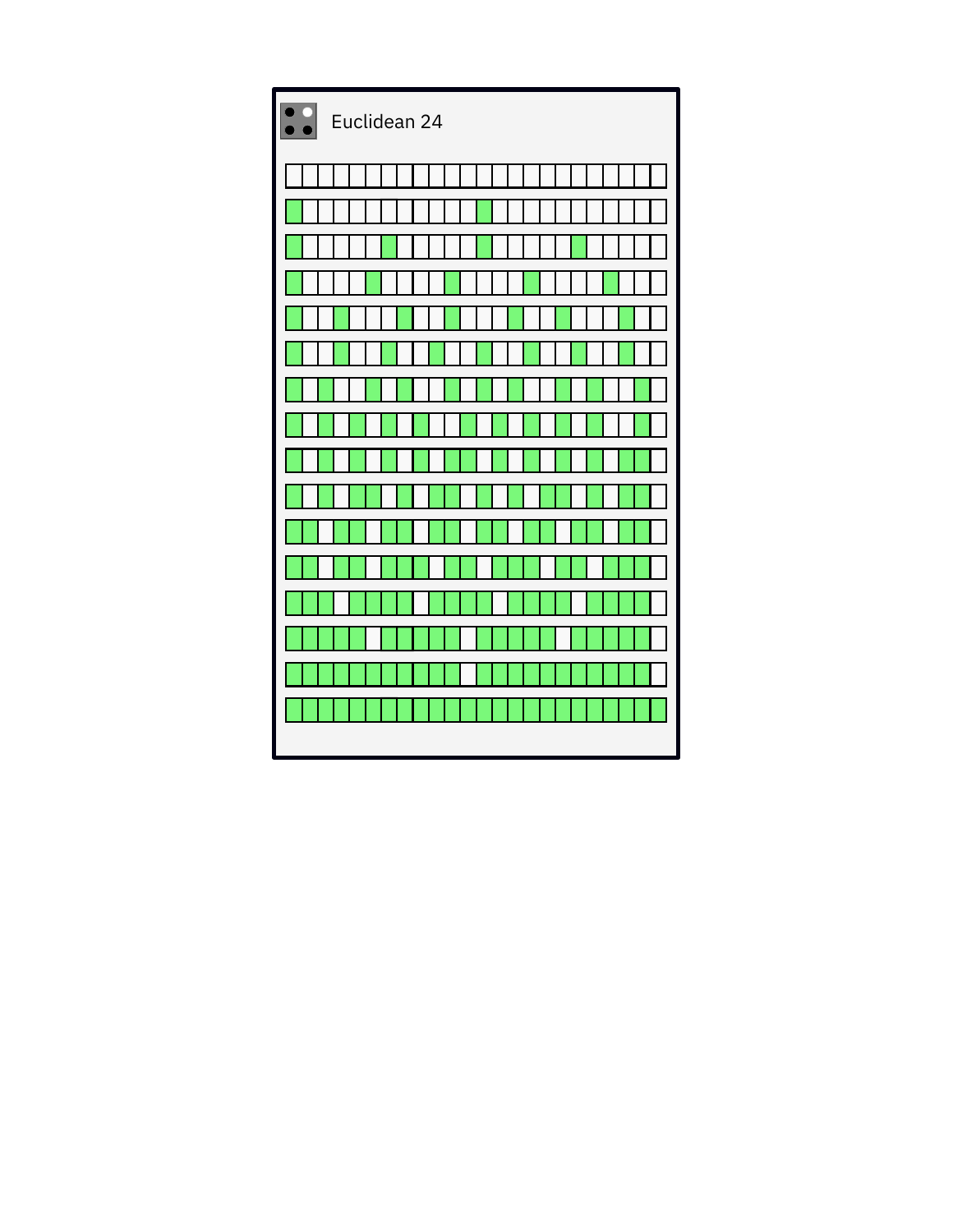Euclidean 24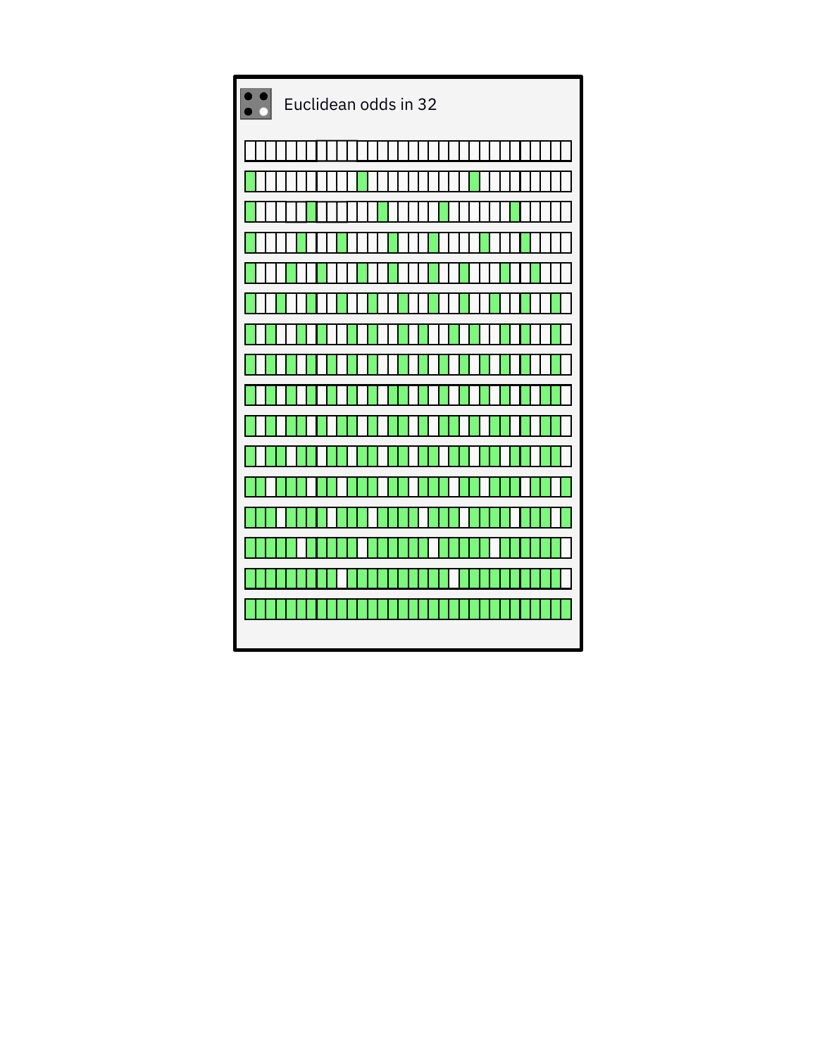# Euclidean odds in 32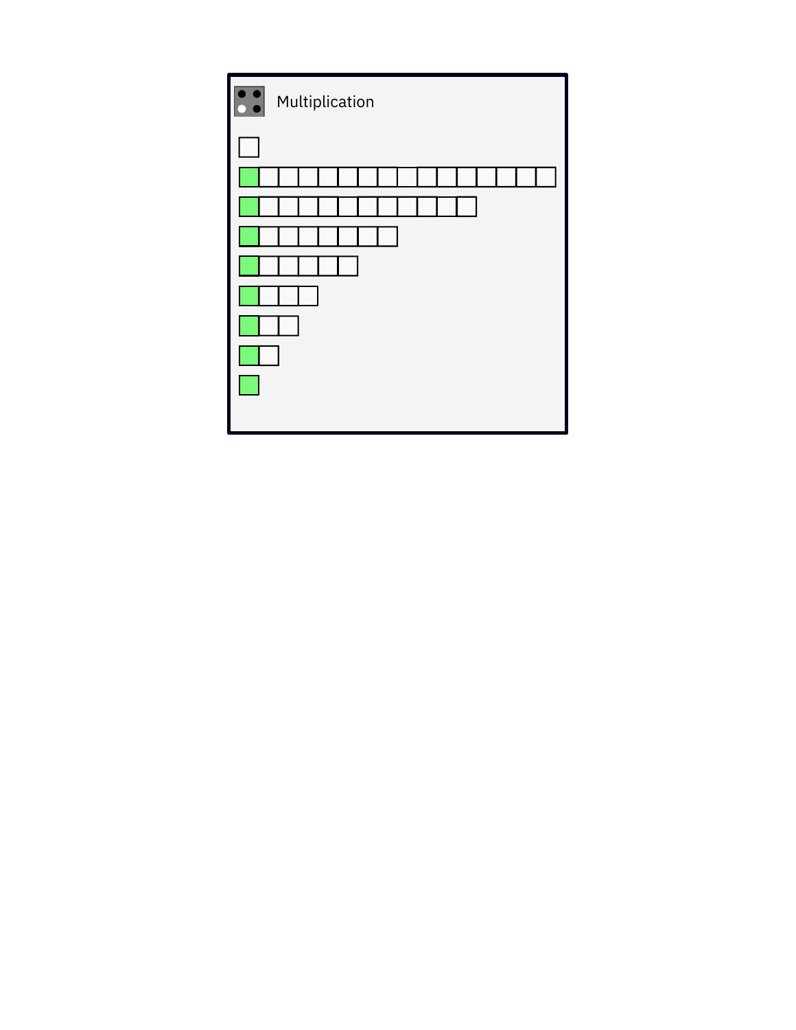Multiplication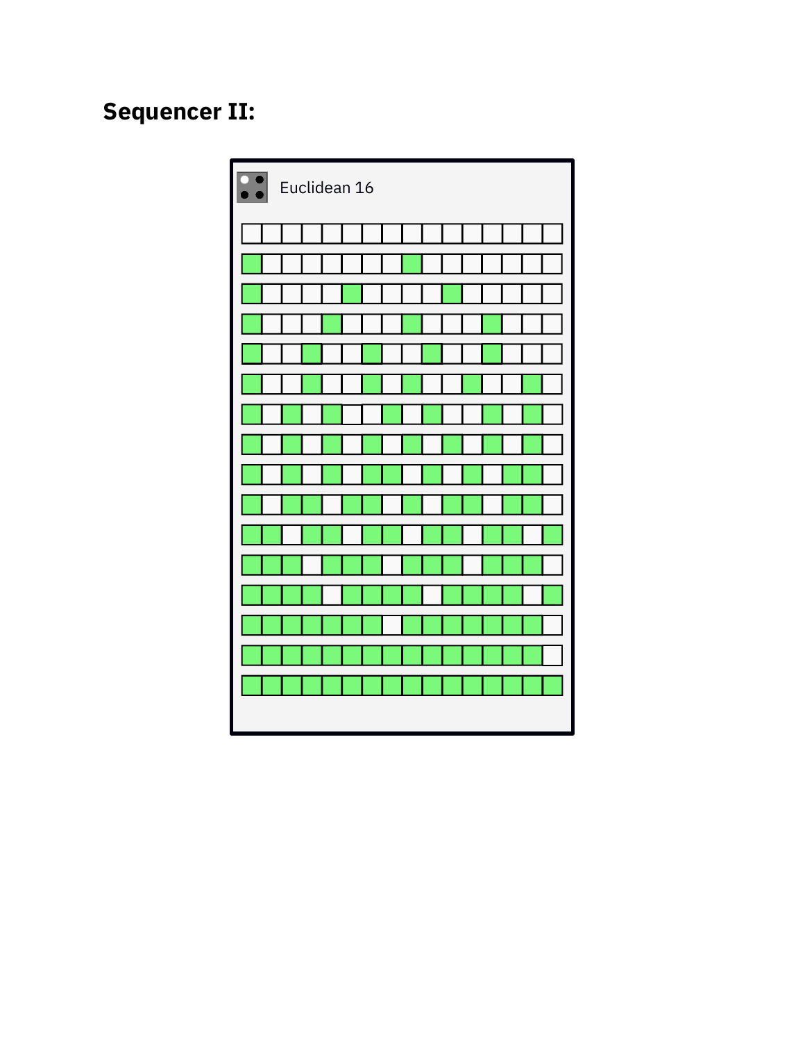## Sequencer II:

Euclidean 16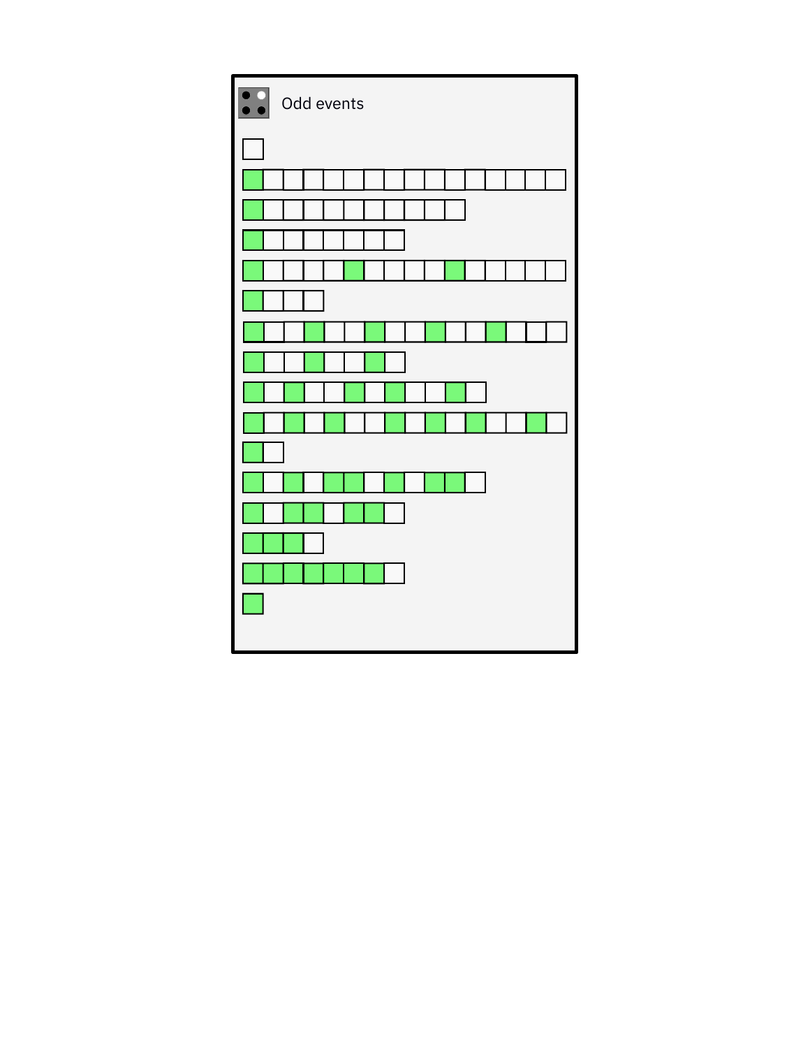Odd events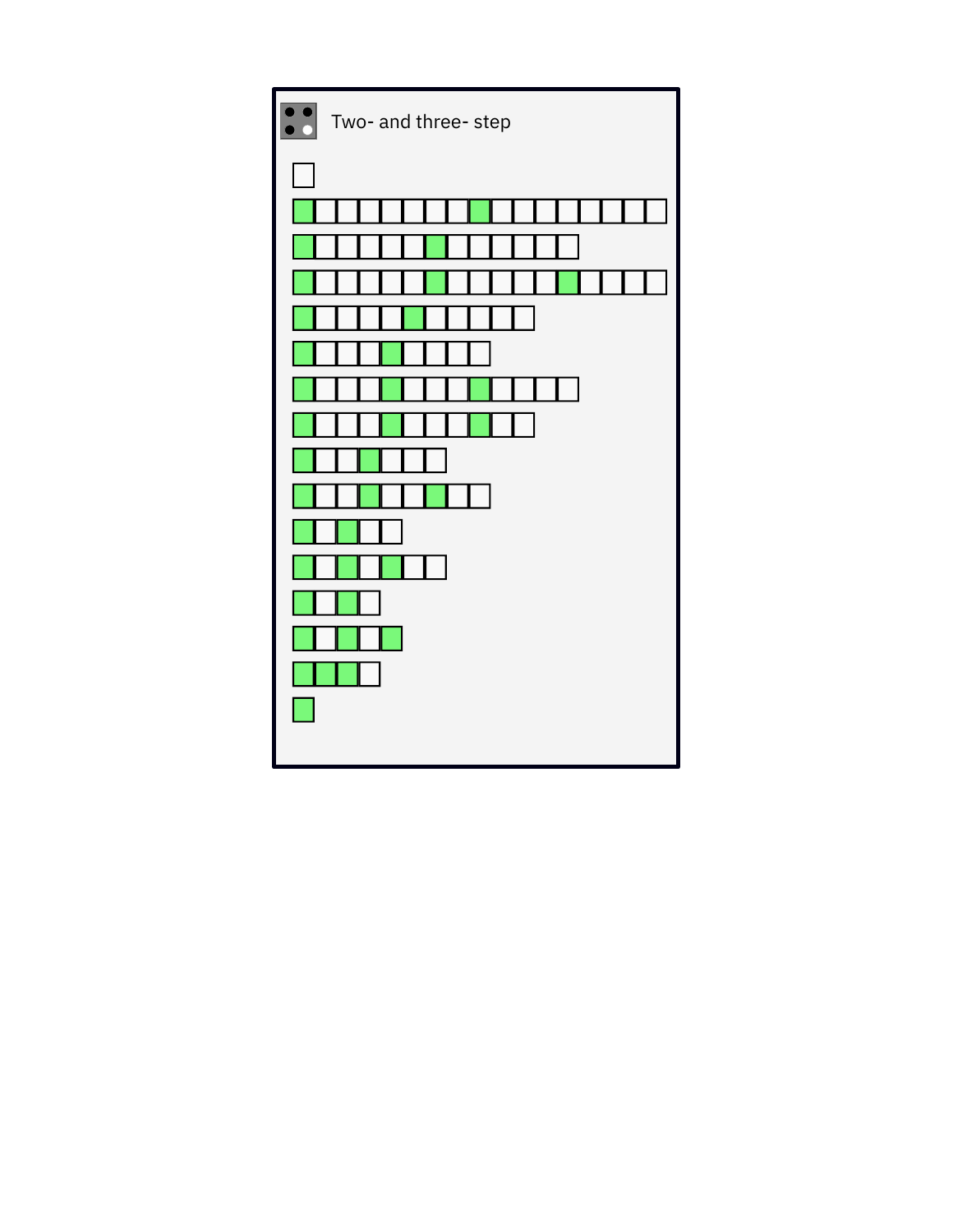Two- and three- step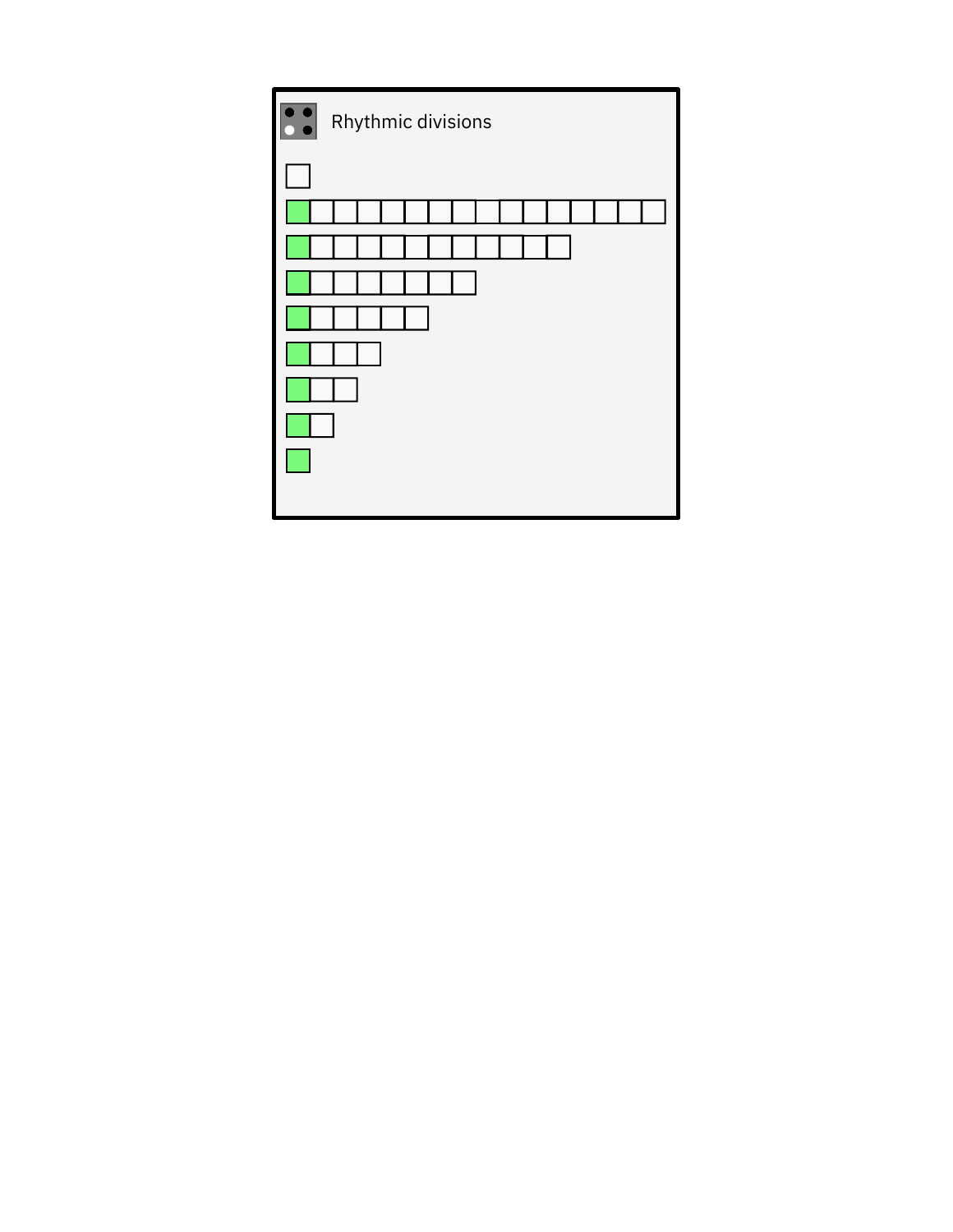Rhythmic divisions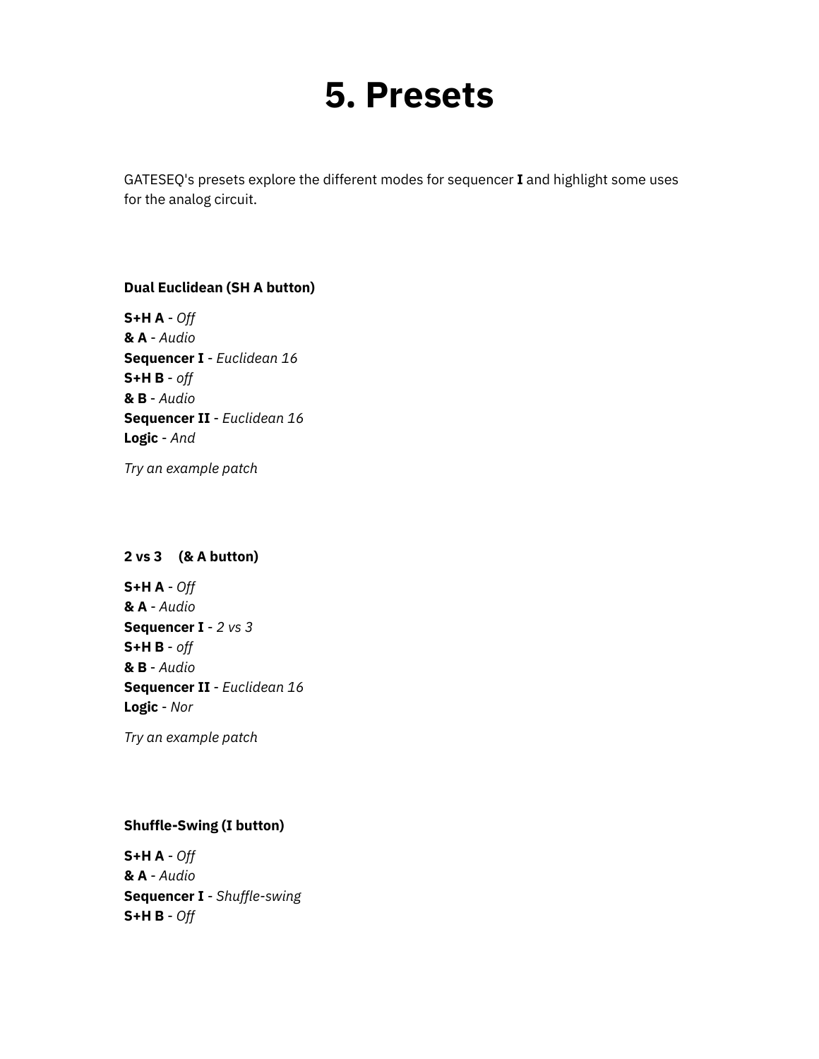# 5. Presets

GATESEQ's presets explore the different modes for sequencer **I** and highlight some uses for the analog circuit.

**Dual Euclidean (SH A button)**

**S+H A** - *Off*
**& A** - *Audio*
**Sequencer I** - *Euclidean 16*
**S+H B** - *off*
**& B** - *Audio*
**Sequencer II** - *Euclidean 16*
**Logic** - *And*

*Try an example patch*

**2 vs 3 (& A button)**

**S+H A** - *Off*
**& A** - *Audio*
**Sequencer I** - *2 vs 3*
**S+H B** - *off*
**& B** - *Audio*
**Sequencer II** - *Euclidean 16*
**Logic** - *Nor*

*Try an example patch*

**Shuffle-Swing (I button)**

**S+H A** - *Off*
**& A** - *Audio*
**Sequencer I** - *Shuffle-swing*
**S+H B** - *Off*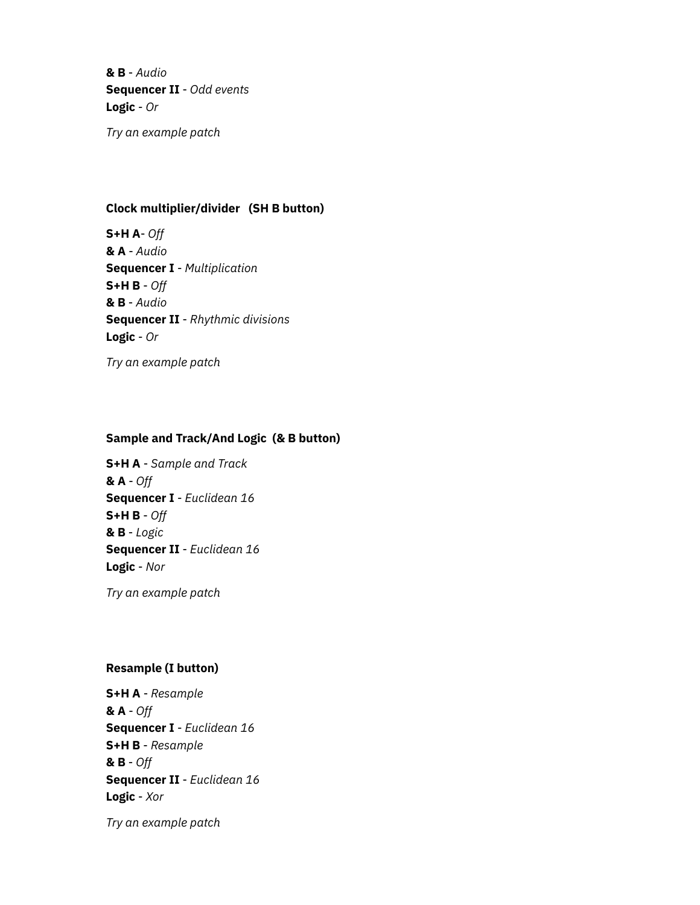**& B** - *Audio*
**Sequencer II** - *Odd events*
**Logic** - *Or*

*Try an example patch*

**Clock multiplier/divider (SH B button)**

**S+H A**- *Off*
**& A** - *Audio*
**Sequencer I** - *Multiplication*
**S+H B** - *Off*
**& B** - *Audio*
**Sequencer II** - *Rhythmic divisions*
**Logic** - *Or*

*Try an example patch*

**Sample and Track/And Logic (& B button)**

**S+H A** - *Sample and Track*
**& A** - *Off*
**Sequencer I** - *Euclidean 16*
**S+H B** - *Off*
**& B** - *Logic*
**Sequencer II** - *Euclidean 16*
**Logic** - *Nor*

*Try an example patch*

**Resample (I button)**

**S+H A** - *Resample*
**& A** - *Off*
**Sequencer I** - *Euclidean 16*
**S+H B** - *Resample*
**& B** - *Off*
**Sequencer II** - *Euclidean 16*
**Logic** - *Xor*

*Try an example patch*